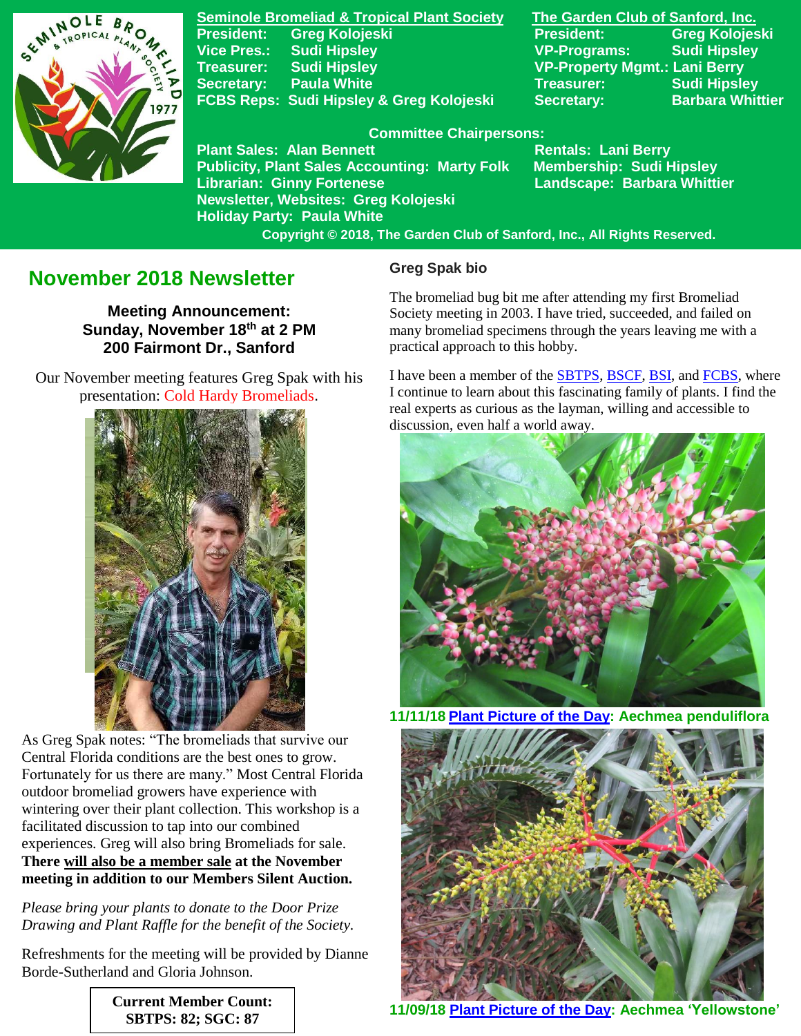**Seminole Bromeliad & Tropical Plant Society**

President: Greg Kolojeski
Vice Pres.: Sudi Hipsley
Treasurer: Sudi Hipsley
Secretary: Paula White
FCBS Reps: Sudi Hipsley & Greg Kolojeski

**The Garden Club of Sanford, Inc.**

President: Greg Kolojeski
VP-Programs: Sudi Hipsley
VP-Property Mgmt.: Lani Berry
Treasurer: Sudi Hipsley
Secretary: Barbara Whittier

**Committee Chairpersons:**

Plant Sales: Alan Bennett
Publicity, Plant Sales Accounting: Marty Folk
Librarian: Ginny Fortenese
Newsletter, Websites: Greg Kolojeski
Holiday Party: Paula White
Rentals: Lani Berry
Membership: Sudi Hipsley
Landscape: Barbara Whittier

Copyright © 2018, The Garden Club of Sanford, Inc., All Rights Reserved.

# November 2018 Newsletter

**Meeting Announcement:**
**Sunday, November 18th at 2 PM**
**200 Fairmont Dr., Sanford**

Our November meeting features Greg Spak with his presentation: Cold Hardy Bromeliads.

As Greg Spak notes: "The bromeliads that survive our Central Florida conditions are the best ones to grow. Fortunately for us there are many." Most Central Florida outdoor bromeliad growers have experience with wintering over their plant collection. This workshop is a facilitated discussion to tap into our combined experiences. Greg will also bring Bromeliads for sale. **There will also be a member sale at the November meeting in addition to our Members Silent Auction.**

*Please bring your plants to donate to the Door Prize Drawing and Plant Raffle for the benefit of the Society.*

Refreshments for the meeting will be provided by Dianne Borde-Sutherland and Gloria Johnson.

**Current Member Count:**
**SBTPS: 82; SGC: 87**

### Greg Spak bio

The bromeliad bug bit me after attending my first Bromeliad Society meeting in 2003. I have tried, succeeded, and failed on many bromeliad specimens through the years leaving me with a practical approach to this hobby.

I have been a member of the SBTPS, BSCF, BSI, and FCBS, where I continue to learn about this fascinating family of plants. I find the real experts as curious as the layman, willing and accessible to discussion, even half a world away.

**11/11/18 Plant Picture of the Day: Aechmea penduliflora**

**11/09/18 Plant Picture of the Day: Aechmea 'Yellowstone'**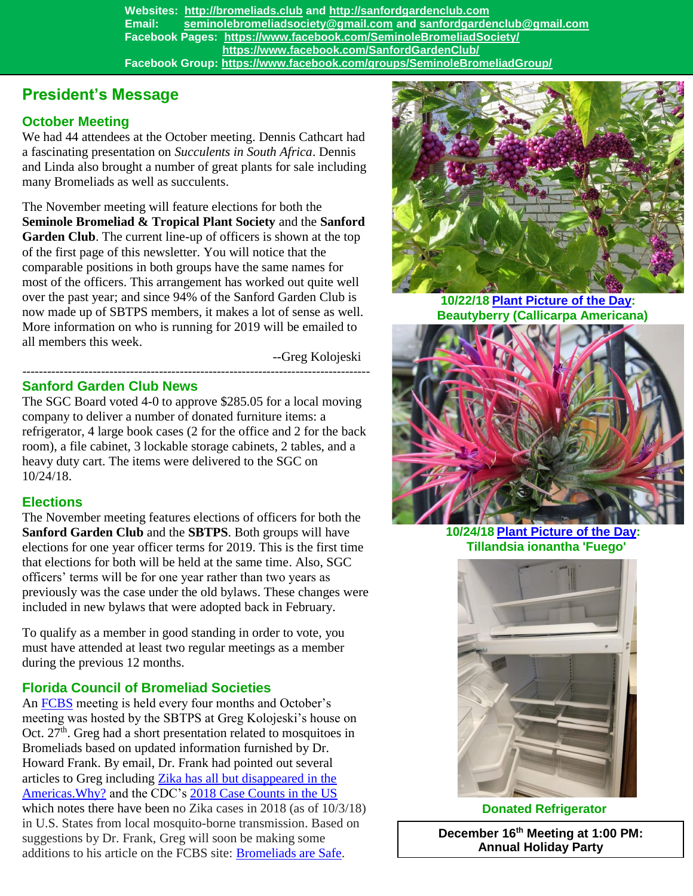**Websites:** http://bromeliads.club and http://sanfordgardenclub.com
**Email:** seminolebromeliadsociety@gmail.com and sanfordgardenclub@gmail.com
**Facebook Pages:** https://www.facebook.com/SeminoleBromeliadSociety/
https://www.facebook.com/SanfordGardenClub/
**Facebook Group:** https://www.facebook.com/groups/SeminoleBromeliadGroup/

## President's Message

### October Meeting

We had 44 attendees at the October meeting. Dennis Cathcart had a fascinating presentation on *Succulents in South Africa*. Dennis and Linda also brought a number of great plants for sale including many Bromeliads as well as succulents.

The November meeting will feature elections for both the **Seminole Bromeliad & Tropical Plant Society** and the **Sanford Garden Club**. The current line-up of officers is shown at the top of the first page of this newsletter. You will notice that the comparable positions in both groups have the same names for most of the officers. This arrangement has worked out quite well over the past year; and since 94% of the Sanford Garden Club is now made up of SBTPS members, it makes a lot of sense as well. More information on who is running for 2019 will be emailed to all members this week.

--Greg Kolojeski

---

### Sanford Garden Club News

The SGC Board voted 4-0 to approve $285.05 for a local moving company to deliver a number of donated furniture items: a refrigerator, 4 large book cases (2 for the office and 2 for the back room), a file cabinet, 3 lockable storage cabinets, 2 tables, and a heavy duty cart. The items were delivered to the SGC on 10/24/18.

### Elections

The November meeting features elections of officers for both the **Sanford Garden Club** and the **SBTPS**. Both groups will have elections for one year officer terms for 2019. This is the first time that elections for both will be held at the same time. Also, SGC officers' terms will be for one year rather than two years as previously was the case under the old bylaws. These changes were included in new bylaws that were adopted back in February.

To qualify as a member in good standing in order to vote, you must have attended at least two regular meetings as a member during the previous 12 months.

### Florida Council of Bromeliad Societies

An FCBS meeting is held every four months and October's meeting was hosted by the SBTPS at Greg Kolojeski's house on Oct. 27th. Greg had a short presentation related to mosquitoes in Bromeliads based on updated information furnished by Dr. Howard Frank. By email, Dr. Frank had pointed out several articles to Greg including Zika has all but disappeared in the Americas.Why? and the CDC's 2018 Case Counts in the US which notes there have been no Zika cases in 2018 (as of 10/3/18) in U.S. States from local mosquito-borne transmission. Based on suggestions by Dr. Frank, Greg will soon be making some additions to his article on the FCBS site: Bromeliads are Safe.

**10/22/18 Plant Picture of the Day: Beautyberry (Callicarpa Americana)**

**10/24/18 Plant Picture of the Day: Tillandsia ionantha 'Fuego'**

**Donated Refrigerator**

**December 16th Meeting at 1:00 PM: Annual Holiday Party**